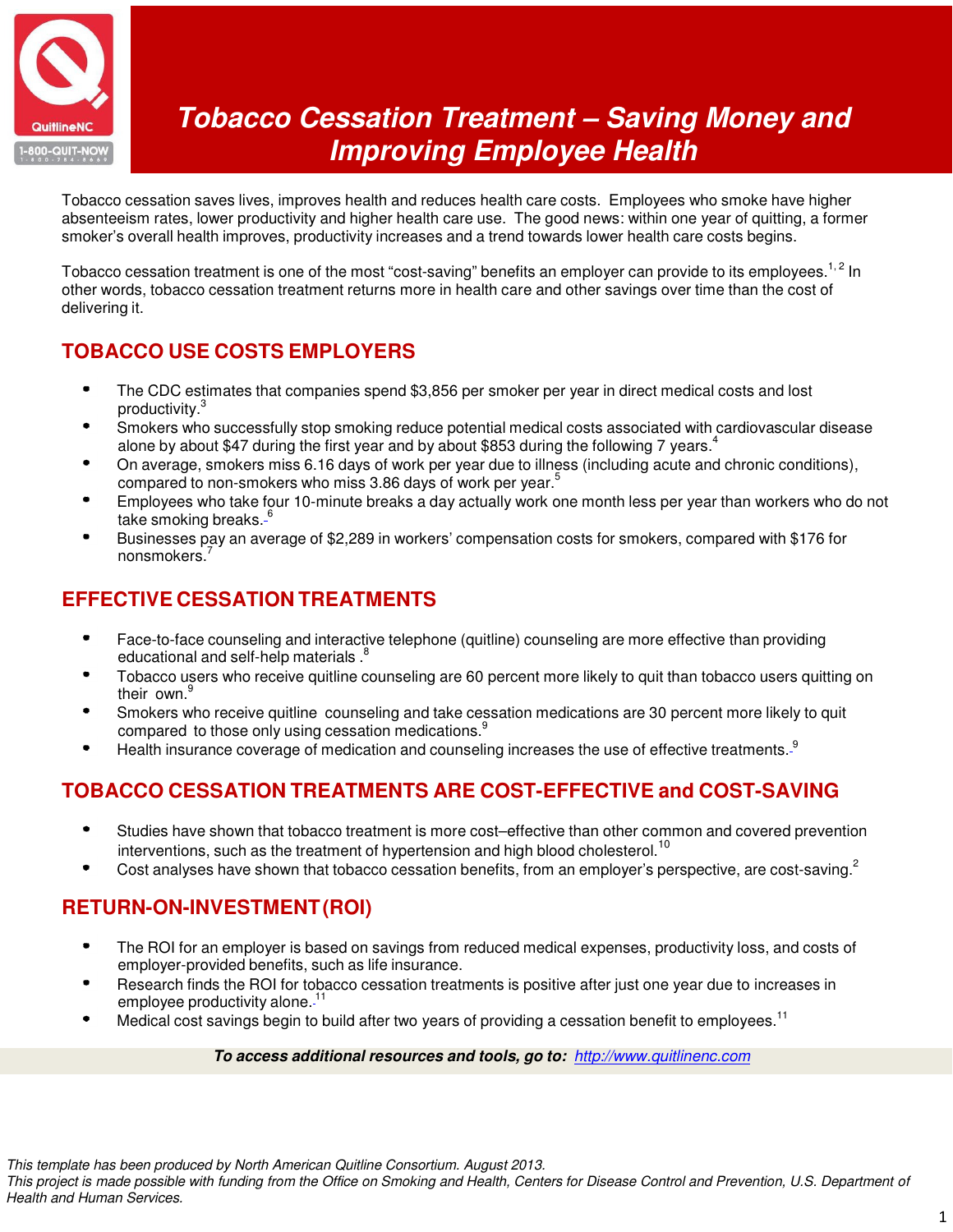# Tobacco Cessation Treatment – Saving Money and Improving Employee Health

Tobacco cessation saves lives, improves health and reduces health care costs. Employees who smoke have higher absenteeism rates, lower productivity and higher health care use. The good news: within one year of quitting, a former smoker's overall health improves, productivity increases and a trend towards lower health care costs begins.

Tobacco cessation treatment is one of the most "cost-saving" benefits an employer can provide to its employees.[1, 2] In other words, tobacco cessation treatment returns more in health care and other savings over time than the cost of delivering it.

## TOBACCO USE COSTS EMPLOYERS

- The CDC estimates that companies spend $3,856 per smoker per year in direct medical costs and lost productivity.[3]
- Smokers who successfully stop smoking reduce potential medical costs associated with cardiovascular disease alone by about $47 during the first year and by about $853 during the following 7 years.[4]
- On average, smokers miss 6.16 days of work per year due to illness (including acute and chronic conditions), compared to non-smokers who miss 3.86 days of work per year.[5]
- Employees who take four 10-minute breaks a day actually work one month less per year than workers who do not take smoking breaks.[6]
- Businesses pay an average of $2,289 in workers' compensation costs for smokers, compared with $176 for nonsmokers.[7]

## EFFECTIVE CESSATION TREATMENTS

- Face-to-face counseling and interactive telephone (quitline) counseling are more effective than providing educational and self-help materials .[8]
- Tobacco users who receive quitline counseling are 60 percent more likely to quit than tobacco users quitting on their own.[9]
- Smokers who receive quitline counseling and take cessation medications are 30 percent more likely to quit compared to those only using cessation medications.[9]
- Health insurance coverage of medication and counseling increases the use of effective treatments.[9]

## TOBACCO CESSATION TREATMENTS ARE COST-EFFECTIVE and COST-SAVING

- Studies have shown that tobacco treatment is more cost–effective than other common and covered prevention interventions, such as the treatment of hypertension and high blood cholesterol.[10]
- Cost analyses have shown that tobacco cessation benefits, from an employer's perspective, are cost-saving.[2]

## RETURN-ON-INVESTMENT (ROI)

- The ROI for an employer is based on savings from reduced medical expenses, productivity loss, and costs of employer-provided benefits, such as life insurance.
- Research finds the ROI for tobacco cessation treatments is positive after just one year due to increases in employee productivity alone.[11]
- Medical cost savings begin to build after two years of providing a cessation benefit to employees.[11]

***To access additional resources and tools, go to:*** http://www.quitlinenc.com

*This template has been produced by North American Quitline Consortium. August 2013.*
*This project is made possible with funding from the Office on Smoking and Health, Centers for Disease Control and Prevention, U.S. Department of Health and Human Services.*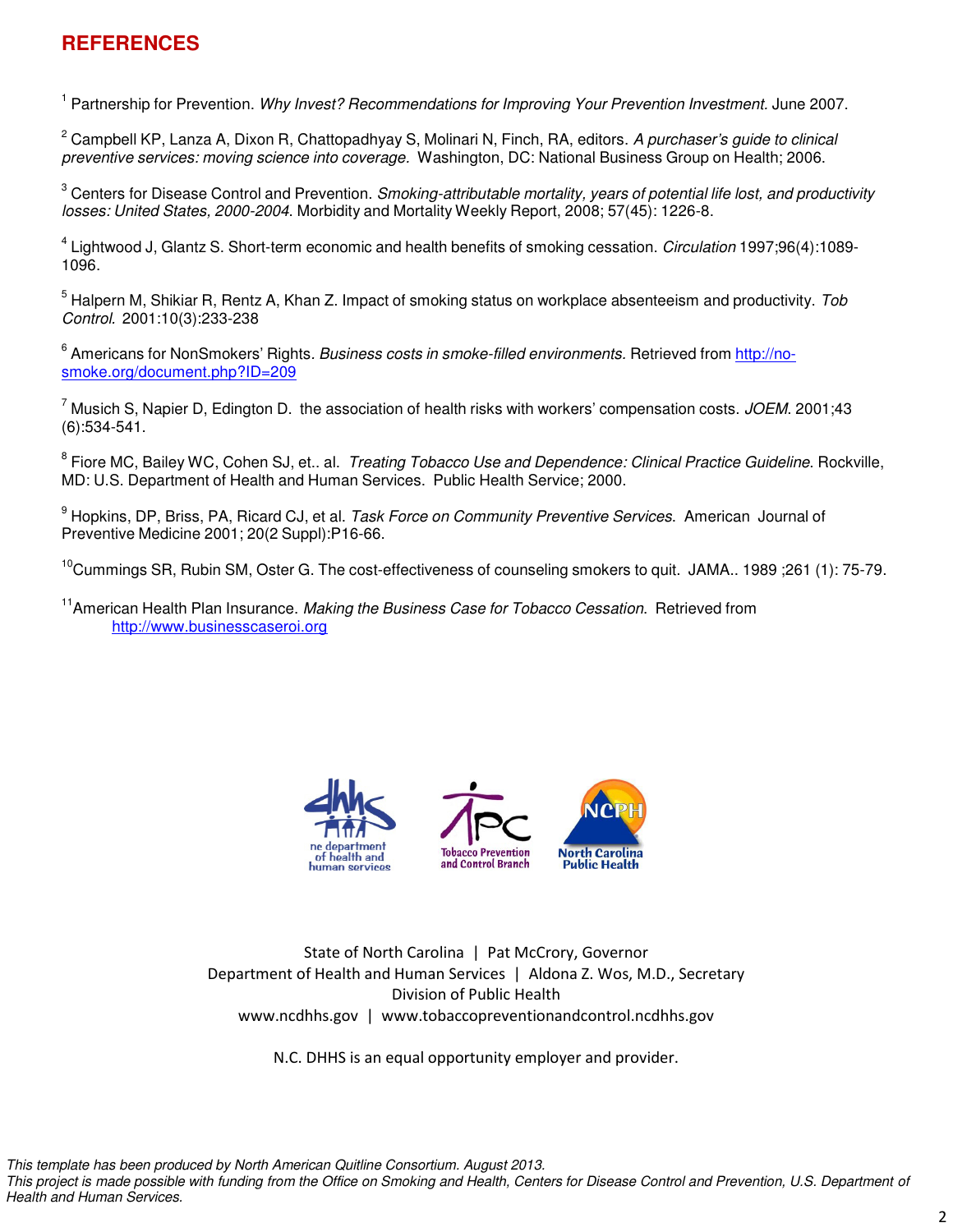## REFERENCES

[1] Partnership for Prevention. *Why Invest? Recommendations for Improving Your Prevention Investment.* June 2007.

[2] Campbell KP, Lanza A, Dixon R, Chattopadhyay S, Molinari N, Finch, RA, editors. *A purchaser's guide to clinical preventive services: moving science into coverage.* Washington, DC: National Business Group on Health; 2006.

[3] Centers for Disease Control and Prevention. *Smoking-attributable mortality, years of potential life lost, and productivity losses: United States, 2000-2004.* Morbidity and Mortality Weekly Report, 2008; 57(45): 1226-8.

[4] Lightwood J, Glantz S. Short-term economic and health benefits of smoking cessation. *Circulation* 1997;96(4):1089-1096.

[5] Halpern M, Shikiar R, Rentz A, Khan Z. Impact of smoking status on workplace absenteeism and productivity. *Tob Control.* 2001:10(3):233-238

[6] Americans for NonSmokers' Rights. *Business costs in smoke-filled environments.* Retrieved from http://no-smoke.org/document.php?ID=209

[7] Musich S, Napier D, Edington D. the association of health risks with workers' compensation costs. *JOEM.* 2001;43 (6):534-541.

[8] Fiore MC, Bailey WC, Cohen SJ, et.. al. *Treating Tobacco Use and Dependence: Clinical Practice Guideline.* Rockville, MD: U.S. Department of Health and Human Services. Public Health Service; 2000.

[9] Hopkins, DP, Briss, PA, Ricard CJ, et al. *Task Force on Community Preventive Services.* American Journal of Preventive Medicine 2001; 20(2 Suppl):P16-66.

[10] Cummings SR, Rubin SM, Oster G. The cost-effectiveness of counseling smokers to quit. JAMA.. 1989 ;261 (1): 75-79.

[11] American Health Plan Insurance. *Making the Business Case for Tobacco Cessation.* Retrieved from http://www.businesscaseroi.org

nc department of health and human services

Tobacco Prevention and Control Branch

North Carolina Public Health

State of North Carolina | Pat McCrory, Governor
Department of Health and Human Services | Aldona Z. Wos, M.D., Secretary
Division of Public Health
www.ncdhhs.gov | www.tobaccopreventionandcontrol.ncdhhs.gov

N.C. DHHS is an equal opportunity employer and provider.

*This template has been produced by North American Quitline Consortium. August 2013.*
*This project is made possible with funding from the Office on Smoking and Health, Centers for Disease Control and Prevention, U.S. Department of Health and Human Services.*